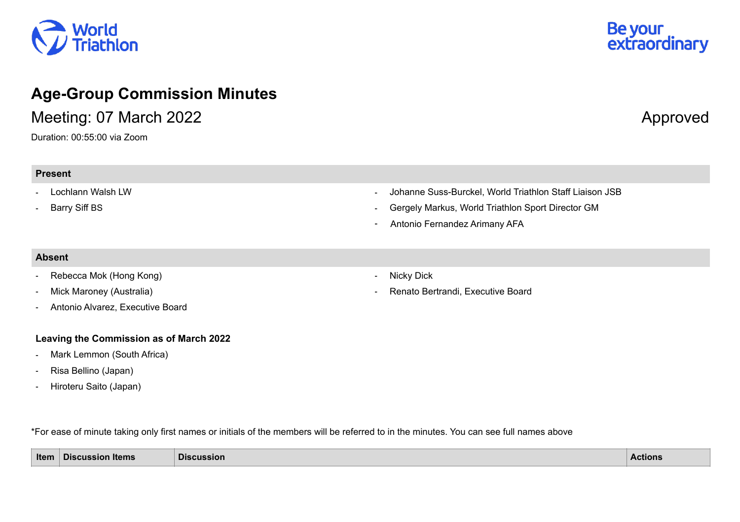# Age-Group Commission Minutes

## Meeting: 07 March 2022

Approved

Duration: 00:55:00 via Zoom

### Present

- Lochlann Walsh LW
- Barry Siff BS
- Johanne Suss-Burckel, World Triathlon Staff Liaison JSB
- Gergely Markus, World Triathlon Sport Director GM
- Antonio Fernandez Arimany AFA

### Absent

- Rebecca Mok (Hong Kong)
- Mick Maroney (Australia)
- Antonio Alvarez, Executive Board
- Nicky Dick
- Renato Bertrandi, Executive Board

**Leaving the Commission as of March 2022**

- Mark Lemmon (South Africa)
- Risa Bellino (Japan)
- Hiroteru Saito (Japan)

*For ease of minute taking only first names or initials of the members will be referred to in the minutes. You can see full names above

| Item | Discussion Items | Discussion | Actions |
| --- | --- | --- | --- |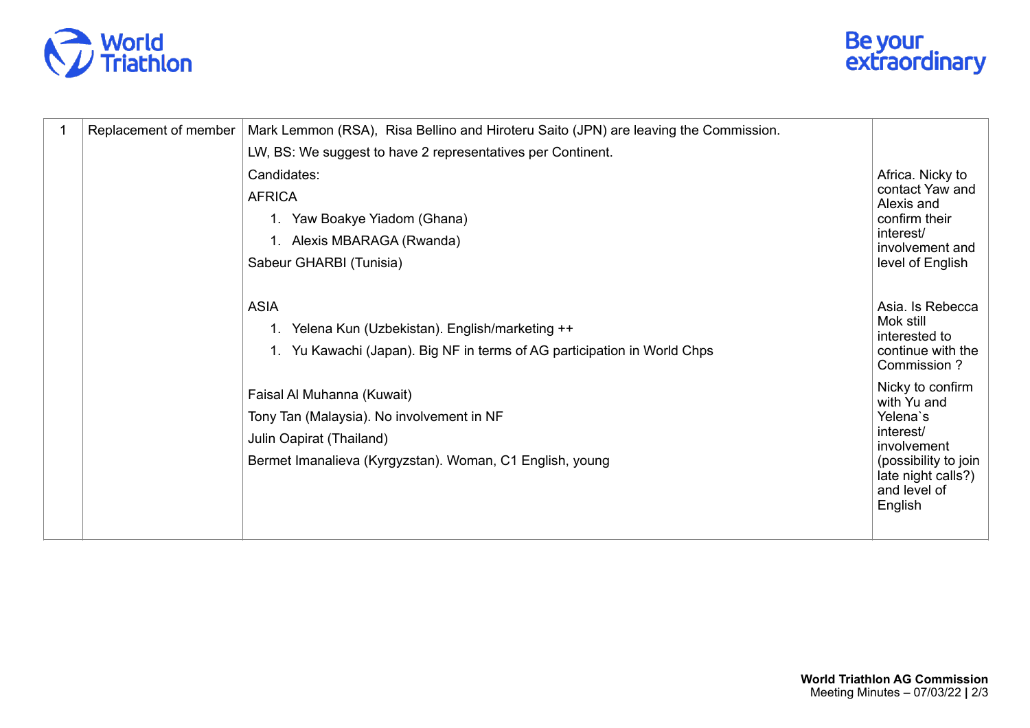| 1 | Replacement of member | Mark Lemmon (RSA), Risa Bellino and Hiroteru Saito (JPN) are leaving the Commission.<br>LW, BS: We suggest to have 2 representatives per Continent.<br>Candidates:<br>AFRICA<br>1. Yaw Boakye Yiadom (Ghana)<br>1. Alexis MBARAGA (Rwanda)<br>Sabeur GHARBI (Tunisia)<br><br>ASIA<br>1. Yelena Kun (Uzbekistan). English/marketing ++<br>1. Yu Kawachi (Japan). Big NF in terms of AG participation in World Chps<br><br>Faisal Al Muhanna (Kuwait)<br>Tony Tan (Malaysia). No involvement in NF<br>Julin Oapirat (Thailand)<br>Bermet Imanalieva (Kyrgyzstan). Woman, C1 English, young | Africa. Nicky to contact Yaw and Alexis and confirm their interest/ involvement and level of English<br><br>Asia. Is Rebecca Mok still interested to continue with the Commission ?<br><br>Nicky to confirm with Yu and Yelena`s interest/ involvement (possibility to join late night calls?) and level of English |
|---|---|---|---|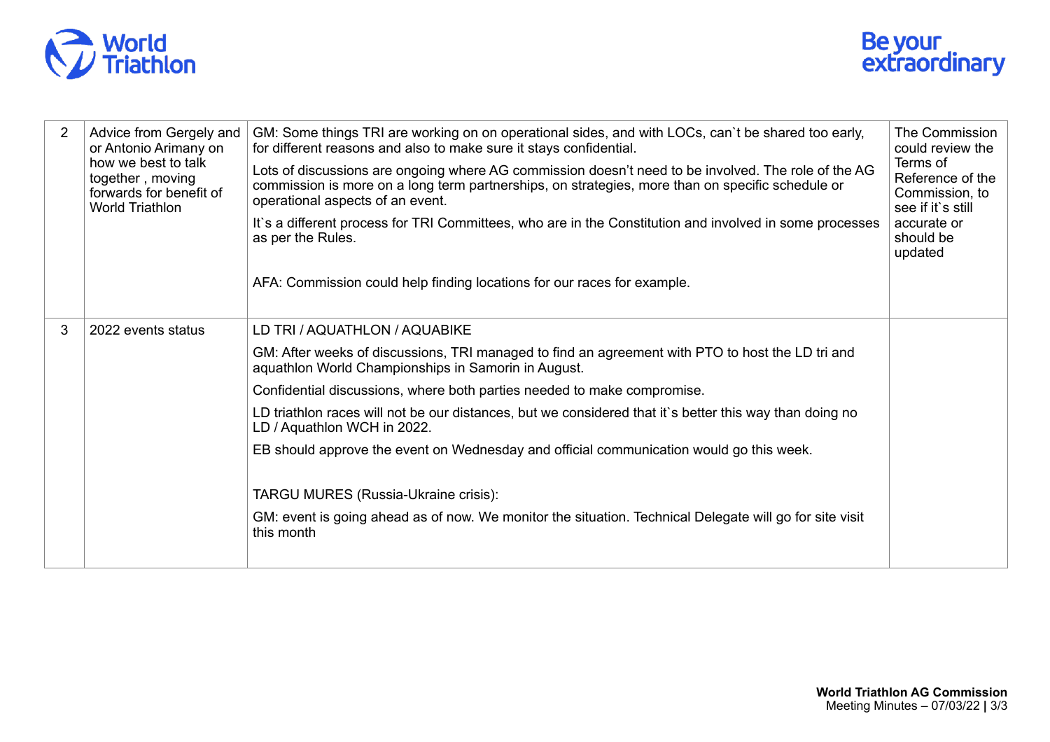| | | | |
|---|---|---|---|
| 2 | Advice from Gergely and or Antonio Arimany on how we best to talk together , moving forwards for benefit of World Triathlon | GM: Some things TRI are working on on operational sides, and with LOCs, can`t be shared too early, for different reasons and also to make sure it stays confidential.<br><br>Lots of discussions are ongoing where AG commission doesn't need to be involved. The role of the AG commission is more on a long term partnerships, on strategies, more than on specific schedule or operational aspects of an event.<br><br>It`s a different process for TRI Committees, who are in the Constitution and involved in some processes as per the Rules.<br><br>AFA: Commission could help finding locations for our races for example. | The Commission could review the Terms of Reference of the Commission, to see if it`s still accurate or should be updated |
| 3 | 2022 events status | LD TRI / AQUATHLON / AQUABIKE<br><br>GM: After weeks of discussions, TRI managed to find an agreement with PTO to host the LD tri and aquathlon World Championships in Samorin in August.<br><br>Confidential discussions, where both parties needed to make compromise.<br><br>LD triathlon races will not be our distances, but we considered that it`s better this way than doing no LD / Aquathlon WCH in 2022.<br><br>EB should approve the event on Wednesday and official communication would go this week.<br><br>TARGU MURES (Russia-Ukraine crisis):<br><br>GM: event is going ahead as of now. We monitor the situation. Technical Delegate will go for site visit this month | |